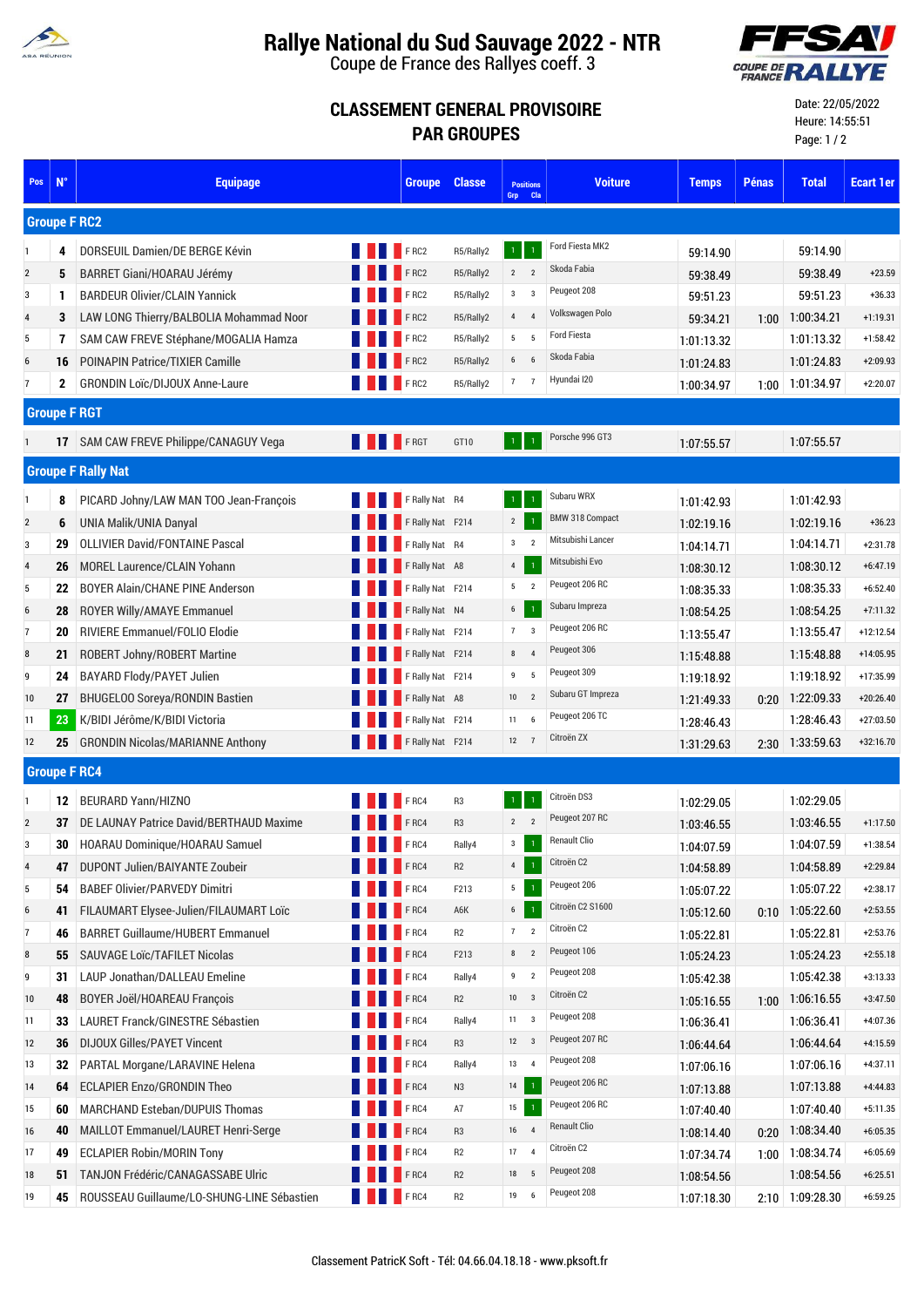# Rallye National du Sud Sauvage 2022 - NTR

Coupe de France des Rallyes coeff. 3

## CLASSEMENT GENERAL PROVISOIRE PAR GROUPES

Date: 22/05/2022
Heure: 14:55:51

| Pos | N° | Equipage | Groupe | Classe | Positions Grp | Positions Cla | Voiture | Temps | Pénas | Total | Ecart 1er |
|---|---|---|---|---|---|---|---|---|---|---|---|
| **Groupe F RC2** | | | | | | | | | | | |
| 1 | 4 | DORSEUIL Damien/DE BERGE Kévin | F RC2 | R5/Rally2 | 1 | 1 | Ford Fiesta MK2 | 59:14.90 | | 59:14.90 | |
| 2 | 5 | BARRET Giani/HOARAU Jérémy | F RC2 | R5/Rally2 | 2 | 2 | Skoda Fabia | 59:38.49 | | 59:38.49 | +23.59 |
| 3 | 1 | BARDEUR Olivier/CLAIN Yannick | F RC2 | R5/Rally2 | 3 | 3 | Peugeot 208 | 59:51.23 | | 59:51.23 | +36.33 |
| 4 | 3 | LAW LONG Thierry/BALBOLIA Mohammad Noor | F RC2 | R5/Rally2 | 4 | 4 | Volkswagen Polo | 59:34.21 | 1:00 | 1:00:34.21 | +1:19.31 |
| 5 | 7 | SAM CAW FREVE Stéphane/MOGALIA Hamza | F RC2 | R5/Rally2 | 5 | 5 | Ford Fiesta | 1:01:13.32 | | 1:01:13.32 | +1:58.42 |
| 6 | 16 | POINAPIN Patrice/TIXIER Camille | F RC2 | R5/Rally2 | 6 | 6 | Skoda Fabia | 1:01:24.83 | | 1:01:24.83 | +2:09.93 |
| 7 | 2 | GRONDIN Loïc/DIJOUX Anne-Laure | F RC2 | R5/Rally2 | 7 | 7 | Hyundai I20 | 1:00:34.97 | 1:00 | 1:01:34.97 | +2:20.07 |
| **Groupe F RGT** | | | | | | | | | | | |
| 1 | 17 | SAM CAW FREVE Philippe/CANAGUY Vega | F RGT | GT10 | 1 | 1 | Porsche 996 GT3 | 1:07:55.57 | | 1:07:55.57 | |
| **Groupe F Rally Nat** | | | | | | | | | | | |
| 1 | 8 | PICARD Johny/LAW MAN TOO Jean-François | F Rally Nat | R4 | 1 | 1 | Subaru WRX | 1:01:42.93 | | 1:01:42.93 | |
| 2 | 6 | UNIA Malik/UNIA Danyal | F Rally Nat | F214 | 2 | 1 | BMW 318 Compact | 1:02:19.16 | | 1:02:19.16 | +36.23 |
| 3 | 29 | OLLIVIER David/FONTAINE Pascal | F Rally Nat | R4 | 3 | 2 | Mitsubishi Lancer | 1:04:14.71 | | 1:04:14.71 | +2:31.78 |
| 4 | 26 | MOREL Laurence/CLAIN Yohann | F Rally Nat | A8 | 4 | 1 | Mitsubishi Evo | 1:08:30.12 | | 1:08:30.12 | +6:47.19 |
| 5 | 22 | BOYER Alain/CHANE PINE Anderson | F Rally Nat | F214 | 5 | 2 | Peugeot 206 RC | 1:08:35.33 | | 1:08:35.33 | +6:52.40 |
| 6 | 28 | ROYER Willy/AMAYE Emmanuel | F Rally Nat | N4 | 6 | 1 | Subaru Impreza | 1:08:54.25 | | 1:08:54.25 | +7:11.32 |
| 7 | 20 | RIVIERE Emmanuel/FOLIO Elodie | F Rally Nat | F214 | 7 | 3 | Peugeot 206 RC | 1:13:55.47 | | 1:13:55.47 | +12:12.54 |
| 8 | 21 | ROBERT Johny/ROBERT Martine | F Rally Nat | F214 | 8 | 4 | Peugeot 306 | 1:15:48.88 | | 1:15:48.88 | +14:05.95 |
| 9 | 24 | BAYARD Flody/PAYET Julien | F Rally Nat | F214 | 9 | 5 | Peugeot 309 | 1:19:18.92 | | 1:19:18.92 | +17:35.99 |
| 10 | 27 | BHUGELOO Soreya/RONDIN Bastien | F Rally Nat | A8 | 10 | 2 | Subaru GT Impreza | 1:21:49.33 | 0:20 | 1:22:09.33 | +20:26.40 |
| 11 | 23 | K/BIDI Jérôme/K/BIDI Victoria | F Rally Nat | F214 | 11 | 6 | Peugeot 206 TC | 1:28:46.43 | | 1:28:46.43 | +27:03.50 |
| 12 | 25 | GRONDIN Nicolas/MARIANNE Anthony | F Rally Nat | F214 | 12 | 7 | Citroën ZX | 1:31:29.63 | 2:30 | 1:33:59.63 | +32:16.70 |
| **Groupe F RC4** | | | | | | | | | | | |
| 1 | 12 | BEURARD Yann/HIZNO | F RC4 | R3 | 1 | 1 | Citroën DS3 | 1:02:29.05 | | 1:02:29.05 | |
| 2 | 37 | DE LAUNAY Patrice David/BERTHAUD Maxime | F RC4 | R3 | 2 | 2 | Peugeot 207 RC | 1:03:46.55 | | 1:03:46.55 | +1:17.50 |
| 3 | 30 | HOARAU Dominique/HOARAU Samuel | F RC4 | Rally4 | 3 | 1 | Renault Clio | 1:04:07.59 | | 1:04:07.59 | +1:38.54 |
| 4 | 47 | DUPONT Julien/BAIYANTE Zoubeir | F RC4 | R2 | 4 | 1 | Citroën C2 | 1:04:58.89 | | 1:04:58.89 | +2:29.84 |
| 5 | 54 | BABEF Olivier/PARVEDY Dimitri | F RC4 | F213 | 5 | 1 | Peugeot 206 | 1:05:07.22 | | 1:05:07.22 | +2:38.17 |
| 6 | 41 | FILAUMART Elysee-Julien/FILAUMART Loïc | F RC4 | A6K | 6 | 1 | Citroën C2 S1600 | 1:05:12.60 | 0:10 | 1:05:22.60 | +2:53.55 |
| 7 | 46 | BARRET Guillaume/HUBERT Emmanuel | F RC4 | R2 | 7 | 2 | Citroën C2 | 1:05:22.81 | | 1:05:22.81 | +2:53.76 |
| 8 | 55 | SAUVAGE Loïc/TAFILET Nicolas | F RC4 | F213 | 8 | 2 | Peugeot 106 | 1:05:24.23 | | 1:05:24.23 | +2:55.18 |
| 9 | 31 | LAUP Jonathan/DALLEAU Emeline | F RC4 | Rally4 | 9 | 2 | Peugeot 208 | 1:05:42.38 | | 1:05:42.38 | +3:13.33 |
| 10 | 48 | BOYER Joël/HOAREAU François | F RC4 | R2 | 10 | 3 | Citroën C2 | 1:05:16.55 | 1:00 | 1:06:16.55 | +3:47.50 |
| 11 | 33 | LAURET Franck/GINESTRE Sébastien | F RC4 | Rally4 | 11 | 3 | Peugeot 208 | 1:06:36.41 | | 1:06:36.41 | +4:07.36 |
| 12 | 36 | DIJOUX Gilles/PAYET Vincent | F RC4 | R3 | 12 | 3 | Peugeot 207 RC | 1:06:44.64 | | 1:06:44.64 | +4:15.59 |
| 13 | 32 | PARTAL Morgane/LARAVINE Helena | F RC4 | Rally4 | 13 | 4 | Peugeot 208 | 1:07:06.16 | | 1:07:06.16 | +4:37.11 |
| 14 | 64 | ECLAPIER Enzo/GRONDIN Theo | F RC4 | N3 | 14 | 1 | Peugeot 206 RC | 1:07:13.88 | | 1:07:13.88 | +4:44.83 |
| 15 | 60 | MARCHAND Esteban/DUPUIS Thomas | F RC4 | A7 | 15 | 1 | Peugeot 206 RC | 1:07:40.40 | | 1:07:40.40 | +5:11.35 |
| 16 | 40 | MAILLOT Emmanuel/LAURET Henri-Serge | F RC4 | R3 | 16 | 4 | Renault Clio | 1:08:14.40 | 0:20 | 1:08:34.40 | +6:05.35 |
| 17 | 49 | ECLAPIER Robin/MORIN Tony | F RC4 | R2 | 17 | 4 | Citroën C2 | 1:07:34.74 | 1:00 | 1:08:34.74 | +6:05.69 |
| 18 | 51 | TANJON Frédéric/CANAGASSABE Ulric | F RC4 | R2 | 18 | 5 | Peugeot 208 | 1:08:54.56 | | 1:08:54.56 | +6:25.51 |
| 19 | 45 | ROUSSEAU Guillaume/LO-SHUNG-LINE Sébastien | F RC4 | R2 | 19 | 6 | Peugeot 208 | 1:07:18.30 | 2:10 | 1:09:28.30 | +6:59.25 |

Classement PatricK Soft - Tél: 04.66.04.18.18 - www.pksoft.fr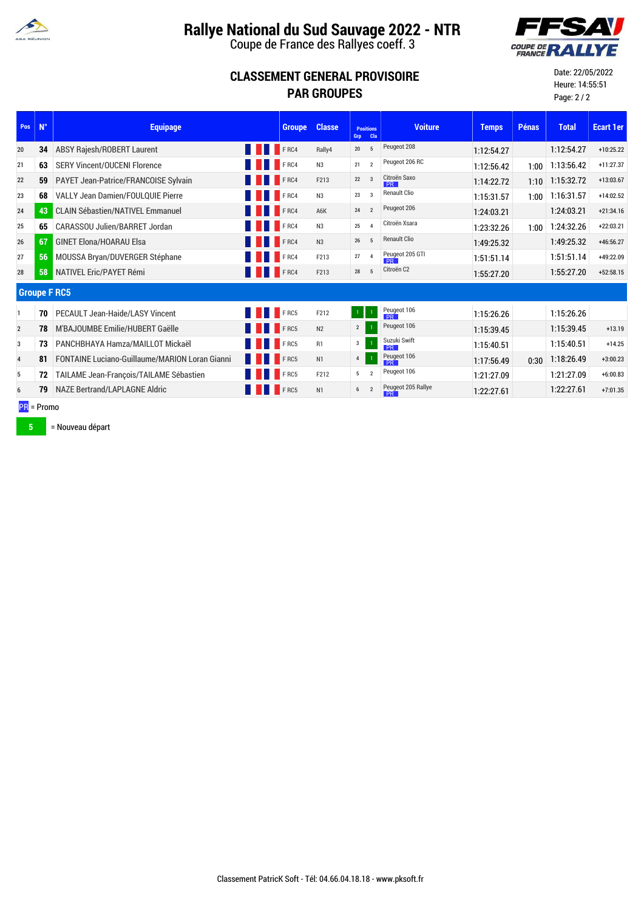# Rallye National du Sud Sauvage 2022 - NTR

Coupe de France des Rallyes coeff. 3

## CLASSEMENT GENERAL PROVISOIRE PAR GROUPES

Date: 22/05/2022
Heure: 14:55:51
Page: 2 / 2

| Pos | N° | Equipage | Groupe | Classe | Positions Grp | Positions Cla | Voiture | Temps | Pénas | Total | Ecart 1er |
|---|---|---|---|---|---|---|---|---|---|---|---|
| 20 | 34 | ABSY Rajesh/ROBERT Laurent | F RC4 | Rally4 | 20 | 5 | Peugeot 208 | 1:12:54.27 | | 1:12:54.27 | +10:25.22 |
| 21 | 63 | SERY Vincent/OUCENI Florence | F RC4 | N3 | 21 | 2 | Peugeot 206 RC | 1:12:56.42 | 1:00 | 1:13:56.42 | +11:27.37 |
| 22 | 59 | PAYET Jean-Patrice/FRANCOISE Sylvain | F RC4 | F213 | 22 | 3 | Citroën Saxo PR | 1:14:22.72 | 1:10 | 1:15:32.72 | +13:03.67 |
| 23 | 68 | VALLY Jean Damien/FOULQUIE Pierre | F RC4 | N3 | 23 | 3 | Renault Clio | 1:15:31.57 | 1:00 | 1:16:31.57 | +14:02.52 |
| 24 | 43 | CLAIN Sébastien/NATIVEL Emmanuel | F RC4 | A6K | 24 | 2 | Peugeot 206 | 1:24:03.21 | | 1:24:03.21 | +21:34.16 |
| 25 | 65 | CARASSOU Julien/BARRET Jordan | F RC4 | N3 | 25 | 4 | Citroën Xsara | 1:23:32.26 | 1:00 | 1:24:32.26 | +22:03.21 |
| 26 | 67 | GINET Elona/HOARAU Elsa | F RC4 | N3 | 26 | 5 | Renault Clio | 1:49:25.32 | | 1:49:25.32 | +46:56.27 |
| 27 | 56 | MOUSSA Bryan/DUVERGER Stéphane | F RC4 | F213 | 27 | 4 | Peugeot 205 GTI PR | 1:51:51.14 | | 1:51:51.14 | +49:22.09 |
| 28 | 58 | NATIVEL Eric/PAYET Rémi | F RC4 | F213 | 28 | 5 | Citroën C2 | 1:55:27.20 | | 1:55:27.20 | +52:58.15 |
| **Groupe F RC5** | | | | | | | | | | | |
| 1 | 70 | PECAULT Jean-Haide/LASY Vincent | F RC5 | F212 | 1 | 1 | Peugeot 106 PR | 1:15:26.26 | | 1:15:26.26 | |
| 2 | 78 | M'BAJOUMBE Emilie/HUBERT Gaëlle | F RC5 | N2 | 2 | 1 | Peugeot 106 | 1:15:39.45 | | 1:15:39.45 | +13.19 |
| 3 | 73 | PANCHBHAYA Hamza/MAILLOT Mickaël | F RC5 | R1 | 3 | 1 | Suzuki Swift PR | 1:15:40.51 | | 1:15:40.51 | +14.25 |
| 4 | 81 | FONTAINE Luciano-Guillaume/MARION Loran Gianni | F RC5 | N1 | 4 | 1 | Peugeot 106 PR | 1:17:56.49 | 0:30 | 1:18:26.49 | +3:00.23 |
| 5 | 72 | TAILAME Jean-François/TAILAME Sébastien | F RC5 | F212 | 5 | 2 | Peugeot 106 | 1:21:27.09 | | 1:21:27.09 | +6:00.83 |
| 6 | 79 | NAZE Bertrand/LAPLAGNE Aldric | F RC5 | N1 | 6 | 2 | Peugeot 205 Rallye PR | 1:22:27.61 | | 1:22:27.61 | +7:01.35 |

PR = Promo

5 = Nouveau départ

Classement PatricK Soft - Tél: 04.66.04.18.18 - www.pksoft.fr